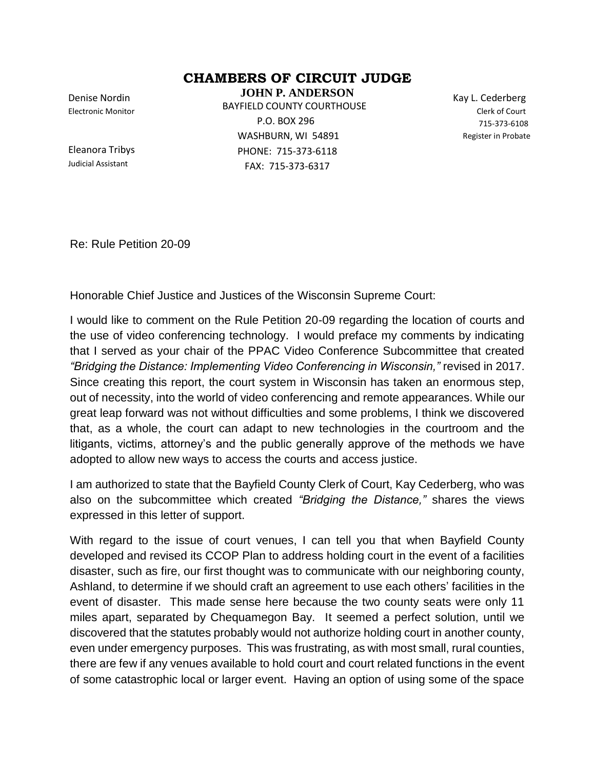# CHAMBERS OF CIRCUIT JUDGE

**JOHN P. ANDERSON**
BAYFIELD COUNTY COURTHOUSE
P.O. BOX 296
WASHBURN, WI 54891
PHONE: 715-373-6118
FAX: 715-373-6317

Denise Nordin
Electronic Monitor

Eleanora Tribys
Judicial Assistant

Kay L. Cederberg
Clerk of Court
715-373-6108
Register in Probate

Re: Rule Petition 20-09

Honorable Chief Justice and Justices of the Wisconsin Supreme Court:

I would like to comment on the Rule Petition 20-09 regarding the location of courts and the use of video conferencing technology. I would preface my comments by indicating that I served as your chair of the PPAC Video Conference Subcommittee that created *"Bridging the Distance: Implementing Video Conferencing in Wisconsin,"* revised in 2017. Since creating this report, the court system in Wisconsin has taken an enormous step, out of necessity, into the world of video conferencing and remote appearances. While our great leap forward was not without difficulties and some problems, I think we discovered that, as a whole, the court can adapt to new technologies in the courtroom and the litigants, victims, attorney's and the public generally approve of the methods we have adopted to allow new ways to access the courts and access justice.

I am authorized to state that the Bayfield County Clerk of Court, Kay Cederberg, who was also on the subcommittee which created *"Bridging the Distance,"* shares the views expressed in this letter of support.

With regard to the issue of court venues, I can tell you that when Bayfield County developed and revised its CCOP Plan to address holding court in the event of a facilities disaster, such as fire, our first thought was to communicate with our neighboring county, Ashland, to determine if we should craft an agreement to use each others' facilities in the event of disaster. This made sense here because the two county seats were only 11 miles apart, separated by Chequamegon Bay. It seemed a perfect solution, until we discovered that the statutes probably would not authorize holding court in another county, even under emergency purposes. This was frustrating, as with most small, rural counties, there are few if any venues available to hold court and court related functions in the event of some catastrophic local or larger event. Having an option of using some of the space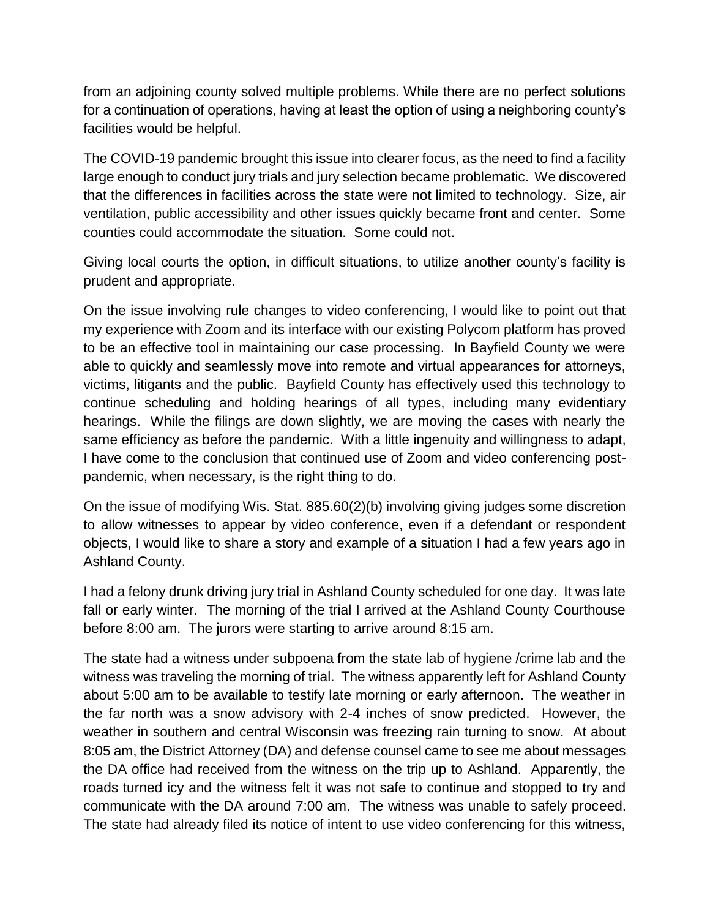from an adjoining county solved multiple problems. While there are no perfect solutions for a continuation of operations, having at least the option of using a neighboring county's facilities would be helpful.

The COVID-19 pandemic brought this issue into clearer focus, as the need to find a facility large enough to conduct jury trials and jury selection became problematic. We discovered that the differences in facilities across the state were not limited to technology. Size, air ventilation, public accessibility and other issues quickly became front and center. Some counties could accommodate the situation. Some could not.

Giving local courts the option, in difficult situations, to utilize another county's facility is prudent and appropriate.

On the issue involving rule changes to video conferencing, I would like to point out that my experience with Zoom and its interface with our existing Polycom platform has proved to be an effective tool in maintaining our case processing. In Bayfield County we were able to quickly and seamlessly move into remote and virtual appearances for attorneys, victims, litigants and the public. Bayfield County has effectively used this technology to continue scheduling and holding hearings of all types, including many evidentiary hearings. While the filings are down slightly, we are moving the cases with nearly the same efficiency as before the pandemic. With a little ingenuity and willingness to adapt, I have come to the conclusion that continued use of Zoom and video conferencing post-pandemic, when necessary, is the right thing to do.

On the issue of modifying Wis. Stat. 885.60(2)(b) involving giving judges some discretion to allow witnesses to appear by video conference, even if a defendant or respondent objects, I would like to share a story and example of a situation I had a few years ago in Ashland County.

I had a felony drunk driving jury trial in Ashland County scheduled for one day. It was late fall or early winter. The morning of the trial I arrived at the Ashland County Courthouse before 8:00 am. The jurors were starting to arrive around 8:15 am.

The state had a witness under subpoena from the state lab of hygiene /crime lab and the witness was traveling the morning of trial. The witness apparently left for Ashland County about 5:00 am to be available to testify late morning or early afternoon. The weather in the far north was a snow advisory with 2-4 inches of snow predicted. However, the weather in southern and central Wisconsin was freezing rain turning to snow. At about 8:05 am, the District Attorney (DA) and defense counsel came to see me about messages the DA office had received from the witness on the trip up to Ashland. Apparently, the roads turned icy and the witness felt it was not safe to continue and stopped to try and communicate with the DA around 7:00 am. The witness was unable to safely proceed. The state had already filed its notice of intent to use video conferencing for this witness,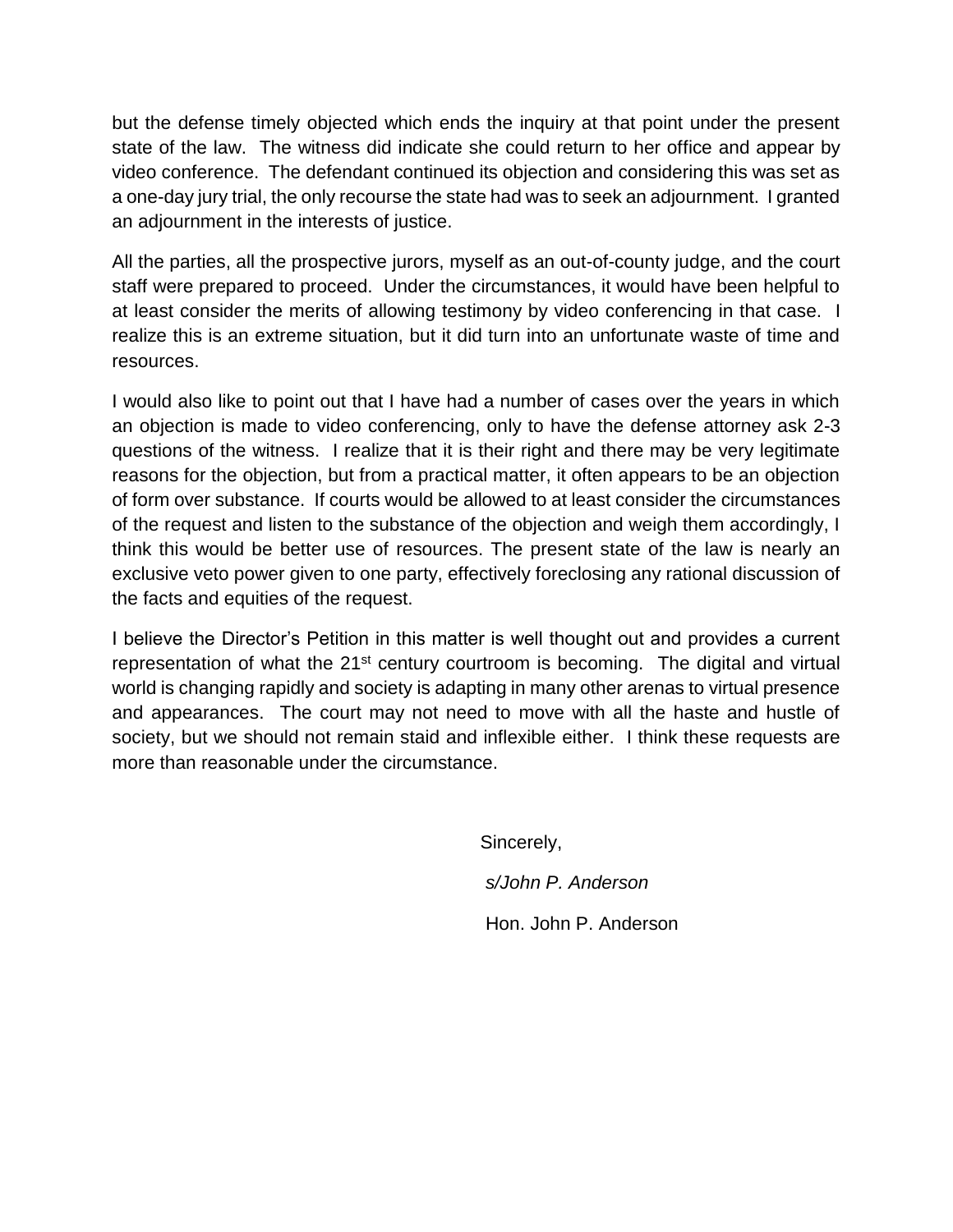but the defense timely objected which ends the inquiry at that point under the present state of the law. The witness did indicate she could return to her office and appear by video conference. The defendant continued its objection and considering this was set as a one-day jury trial, the only recourse the state had was to seek an adjournment. I granted an adjournment in the interests of justice.

All the parties, all the prospective jurors, myself as an out-of-county judge, and the court staff were prepared to proceed. Under the circumstances, it would have been helpful to at least consider the merits of allowing testimony by video conferencing in that case. I realize this is an extreme situation, but it did turn into an unfortunate waste of time and resources.

I would also like to point out that I have had a number of cases over the years in which an objection is made to video conferencing, only to have the defense attorney ask 2-3 questions of the witness. I realize that it is their right and there may be very legitimate reasons for the objection, but from a practical matter, it often appears to be an objection of form over substance. If courts would be allowed to at least consider the circumstances of the request and listen to the substance of the objection and weigh them accordingly, I think this would be better use of resources. The present state of the law is nearly an exclusive veto power given to one party, effectively foreclosing any rational discussion of the facts and equities of the request.

I believe the Director's Petition in this matter is well thought out and provides a current representation of what the 21st century courtroom is becoming. The digital and virtual world is changing rapidly and society is adapting in many other arenas to virtual presence and appearances. The court may not need to move with all the haste and hustle of society, but we should not remain staid and inflexible either. I think these requests are more than reasonable under the circumstance.

Sincerely,

*s/John P. Anderson*

Hon. John P. Anderson